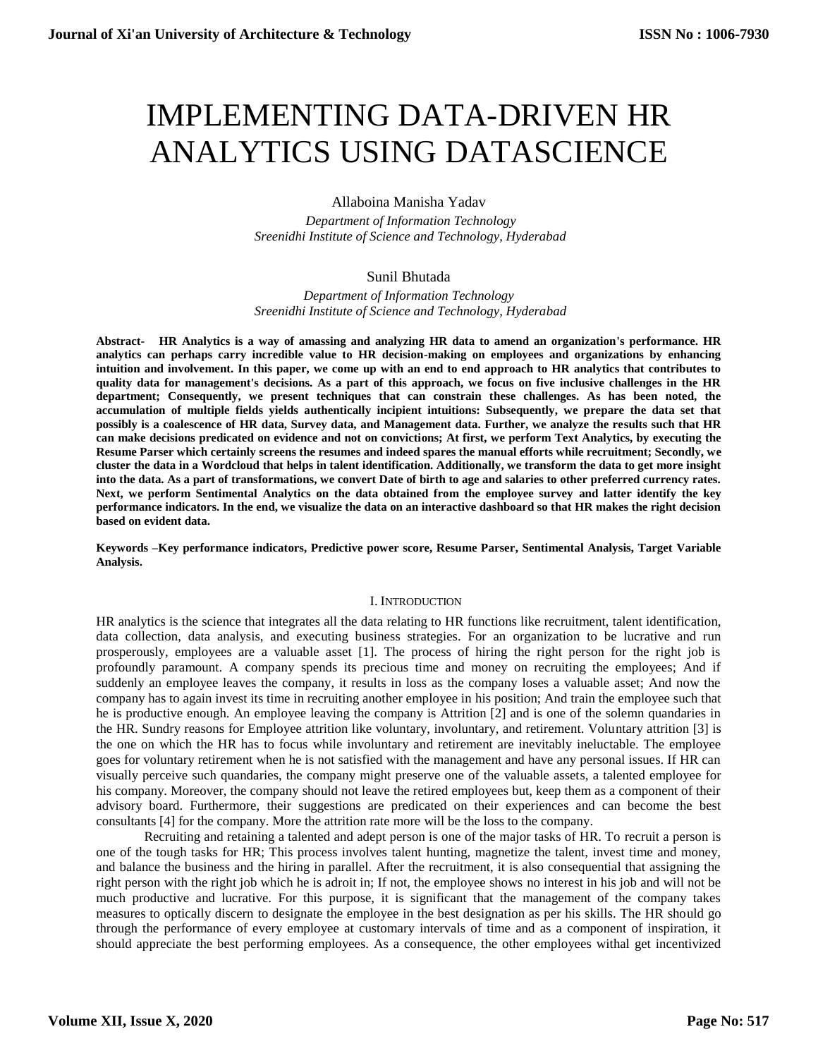# IMPLEMENTING DATA-DRIVEN HR ANALYTICS USING DATASCIENCE

Allaboina Manisha Yadav

*Department of Information Technology*
*Sreenidhi Institute of Science and Technology, Hyderabad*

Sunil Bhutada

*Department of Information Technology*
*Sreenidhi Institute of Science and Technology, Hyderabad*

**Abstract- HR Analytics is a way of amassing and analyzing HR data to amend an organization's performance. HR analytics can perhaps carry incredible value to HR decision-making on employees and organizations by enhancing intuition and involvement. In this paper, we come up with an end to end approach to HR analytics that contributes to quality data for management's decisions. As a part of this approach, we focus on five inclusive challenges in the HR department; Consequently, we present techniques that can constrain these challenges. As has been noted, the accumulation of multiple fields yields authentically incipient intuitions: Subsequently, we prepare the data set that possibly is a coalescence of HR data, Survey data, and Management data. Further, we analyze the results such that HR can make decisions predicated on evidence and not on convictions; At first, we perform Text Analytics, by executing the Resume Parser which certainly screens the resumes and indeed spares the manual efforts while recruitment; Secondly, we cluster the data in a Wordcloud that helps in talent identification. Additionally, we transform the data to get more insight into the data. As a part of transformations, we convert Date of birth to age and salaries to other preferred currency rates. Next, we perform Sentimental Analytics on the data obtained from the employee survey and latter identify the key performance indicators. In the end, we visualize the data on an interactive dashboard so that HR makes the right decision based on evident data.**

**Keywords –Key performance indicators, Predictive power score, Resume Parser, Sentimental Analysis, Target Variable Analysis.**

## I. INTRODUCTION

HR analytics is the science that integrates all the data relating to HR functions like recruitment, talent identification, data collection, data analysis, and executing business strategies. For an organization to be lucrative and run prosperously, employees are a valuable asset [1]. The process of hiring the right person for the right job is profoundly paramount. A company spends its precious time and money on recruiting the employees; And if suddenly an employee leaves the company, it results in loss as the company loses a valuable asset; And now the company has to again invest its time in recruiting another employee in his position; And train the employee such that he is productive enough. An employee leaving the company is Attrition [2] and is one of the solemn quandaries in the HR. Sundry reasons for Employee attrition like voluntary, involuntary, and retirement. Voluntary attrition [3] is the one on which the HR has to focus while involuntary and retirement are inevitably ineluctable. The employee goes for voluntary retirement when he is not satisfied with the management and have any personal issues. If HR can visually perceive such quandaries, the company might preserve one of the valuable assets, a talented employee for his company. Moreover, the company should not leave the retired employees but, keep them as a component of their advisory board. Furthermore, their suggestions are predicated on their experiences and can become the best consultants [4] for the company. More the attrition rate more will be the loss to the company.

Recruiting and retaining a talented and adept person is one of the major tasks of HR. To recruit a person is one of the tough tasks for HR; This process involves talent hunting, magnetize the talent, invest time and money, and balance the business and the hiring in parallel. After the recruitment, it is also consequential that assigning the right person with the right job which he is adroit in; If not, the employee shows no interest in his job and will not be much productive and lucrative. For this purpose, it is significant that the management of the company takes measures to optically discern to designate the employee in the best designation as per his skills. The HR should go through the performance of every employee at customary intervals of time and as a component of inspiration, it should appreciate the best performing employees. As a consequence, the other employees withal get incentivized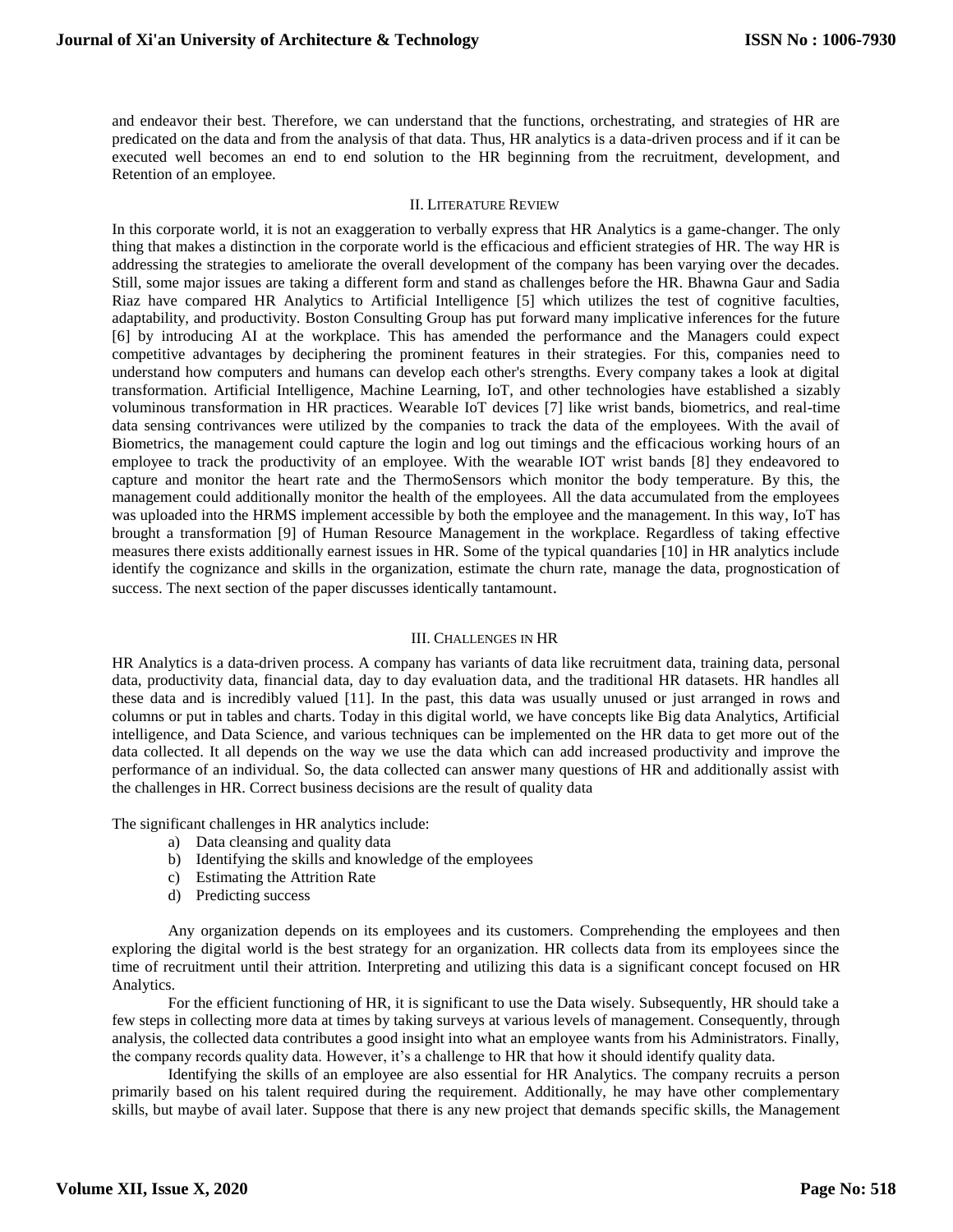and endeavor their best. Therefore, we can understand that the functions, orchestrating, and strategies of HR are predicated on the data and from the analysis of that data. Thus, HR analytics is a data-driven process and if it can be executed well becomes an end to end solution to the HR beginning from the recruitment, development, and Retention of an employee.

## II. Literature Review

In this corporate world, it is not an exaggeration to verbally express that HR Analytics is a game-changer. The only thing that makes a distinction in the corporate world is the efficacious and efficient strategies of HR. The way HR is addressing the strategies to ameliorate the overall development of the company has been varying over the decades. Still, some major issues are taking a different form and stand as challenges before the HR. Bhawna Gaur and Sadia Riaz have compared HR Analytics to Artificial Intelligence [5] which utilizes the test of cognitive faculties, adaptability, and productivity. Boston Consulting Group has put forward many implicative inferences for the future [6] by introducing AI at the workplace. This has amended the performance and the Managers could expect competitive advantages by deciphering the prominent features in their strategies. For this, companies need to understand how computers and humans can develop each other's strengths. Every company takes a look at digital transformation. Artificial Intelligence, Machine Learning, IoT, and other technologies have established a sizably voluminous transformation in HR practices. Wearable IoT devices [7] like wrist bands, biometrics, and real-time data sensing contrivances were utilized by the companies to track the data of the employees. With the avail of Biometrics, the management could capture the login and log out timings and the efficacious working hours of an employee to track the productivity of an employee. With the wearable IOT wrist bands [8] they endeavored to capture and monitor the heart rate and the ThermoSensors which monitor the body temperature. By this, the management could additionally monitor the health of the employees. All the data accumulated from the employees was uploaded into the HRMS implement accessible by both the employee and the management. In this way, IoT has brought a transformation [9] of Human Resource Management in the workplace. Regardless of taking effective measures there exists additionally earnest issues in HR. Some of the typical quandaries [10] in HR analytics include identify the cognizance and skills in the organization, estimate the churn rate, manage the data, prognostication of success. The next section of the paper discusses identically tantamount.

## III. Challenges in HR

HR Analytics is a data-driven process. A company has variants of data like recruitment data, training data, personal data, productivity data, financial data, day to day evaluation data, and the traditional HR datasets. HR handles all these data and is incredibly valued [11]. In the past, this data was usually unused or just arranged in rows and columns or put in tables and charts. Today in this digital world, we have concepts like Big data Analytics, Artificial intelligence, and Data Science, and various techniques can be implemented on the HR data to get more out of the data collected. It all depends on the way we use the data which can add increased productivity and improve the performance of an individual. So, the data collected can answer many questions of HR and additionally assist with the challenges in HR. Correct business decisions are the result of quality data

The significant challenges in HR analytics include:

a) Data cleansing and quality data
b) Identifying the skills and knowledge of the employees
c) Estimating the Attrition Rate
d) Predicting success

Any organization depends on its employees and its customers. Comprehending the employees and then exploring the digital world is the best strategy for an organization. HR collects data from its employees since the time of recruitment until their attrition. Interpreting and utilizing this data is a significant concept focused on HR Analytics.

For the efficient functioning of HR, it is significant to use the Data wisely. Subsequently, HR should take a few steps in collecting more data at times by taking surveys at various levels of management. Consequently, through analysis, the collected data contributes a good insight into what an employee wants from his Administrators. Finally, the company records quality data. However, it's a challenge to HR that how it should identify quality data.

Identifying the skills of an employee are also essential for HR Analytics. The company recruits a person primarily based on his talent required during the requirement. Additionally, he may have other complementary skills, but maybe of avail later. Suppose that there is any new project that demands specific skills, the Management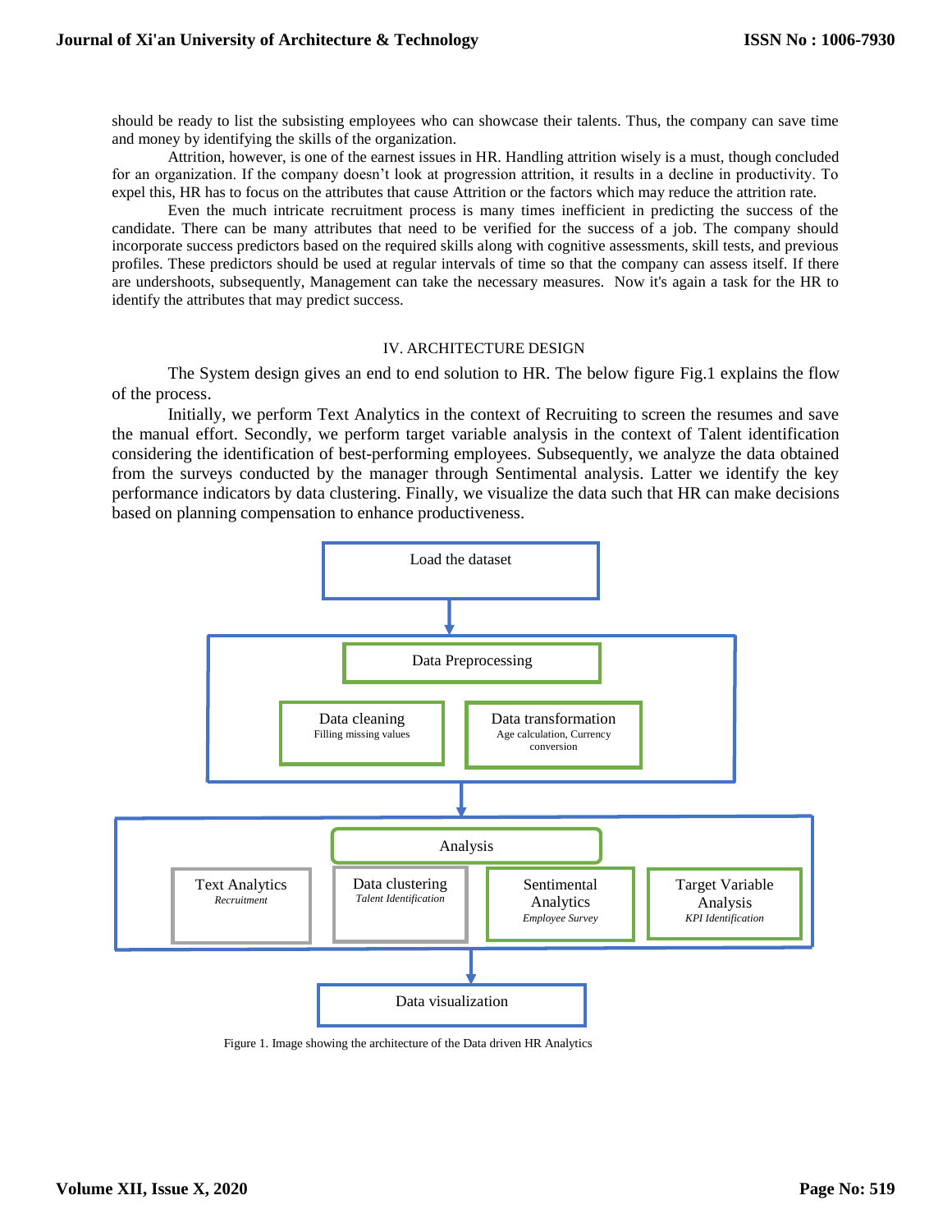should be ready to list the subsisting employees who can showcase their talents. Thus, the company can save time and money by identifying the skills of the organization.

Attrition, however, is one of the earnest issues in HR. Handling attrition wisely is a must, though concluded for an organization. If the company doesn't look at progression attrition, it results in a decline in productivity. To expel this, HR has to focus on the attributes that cause Attrition or the factors which may reduce the attrition rate.

Even the much intricate recruitment process is many times inefficient in predicting the success of the candidate. There can be many attributes that need to be verified for the success of a job. The company should incorporate success predictors based on the required skills along with cognitive assessments, skill tests, and previous profiles. These predictors should be used at regular intervals of time so that the company can assess itself. If there are undershoots, subsequently, Management can take the necessary measures. Now it's again a task for the HR to identify the attributes that may predict success.

## IV. ARCHITECTURE DESIGN

The System design gives an end to end solution to HR. The below figure Fig.1 explains the flow of the process.

Initially, we perform Text Analytics in the context of Recruiting to screen the resumes and save the manual effort. Secondly, we perform target variable analysis in the context of Talent identification considering the identification of best-performing employees. Subsequently, we analyze the data obtained from the surveys conducted by the manager through Sentimental analysis. Latter we identify the key performance indicators by data clustering. Finally, we visualize the data such that HR can make decisions based on planning compensation to enhance productiveness.

Load the dataset

Data Preprocessing

Data cleaning
*Filling missing values*

Data transformation
*Age calculation, Currency conversion*

Analysis

Text Analytics
*Recruitment*

Data clustering
*Talent Identification*

Sentimental Analytics
*Employee Survey*

Target Variable Analysis
*KPI Identification*

Data visualization

Figure 1. Image showing the architecture of the Data driven HR Analytics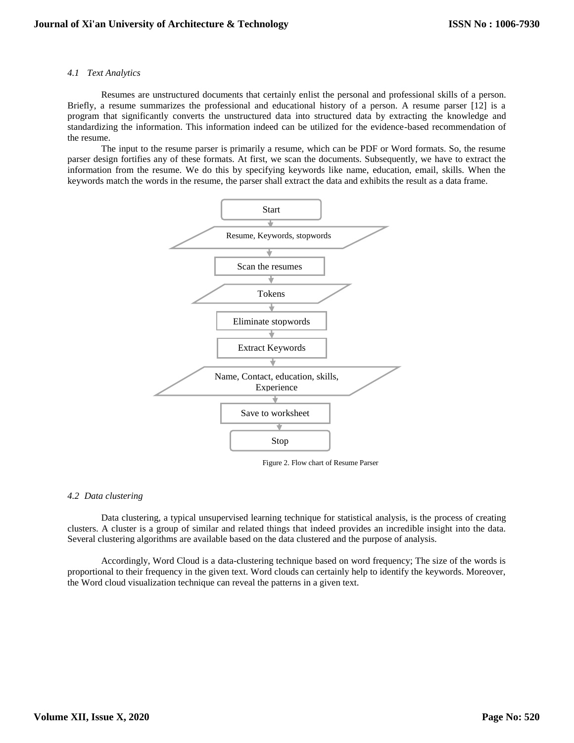### *4.1 Text Analytics*

Resumes are unstructured documents that certainly enlist the personal and professional skills of a person. Briefly, a resume summarizes the professional and educational history of a person. A resume parser [12] is a program that significantly converts the unstructured data into structured data by extracting the knowledge and standardizing the information. This information indeed can be utilized for the evidence-based recommendation of the resume.

The input to the resume parser is primarily a resume, which can be PDF or Word formats. So, the resume parser design fortifies any of these formats. At first, we scan the documents. Subsequently, we have to extract the information from the resume. We do this by specifying keywords like name, education, email, skills. When the keywords match the words in the resume, the parser shall extract the data and exhibits the result as a data frame.

Start

Resume, Keywords, stopwords

Scan the resumes

Tokens

Eliminate stopwords

Extract Keywords

Name, Contact, education, skills, Experience

Save to worksheet

Stop

Figure 2. Flow chart of Resume Parser

### *4.2 Data clustering*

Data clustering, a typical unsupervised learning technique for statistical analysis, is the process of creating clusters. A cluster is a group of similar and related things that indeed provides an incredible insight into the data. Several clustering algorithms are available based on the data clustered and the purpose of analysis.

Accordingly, Word Cloud is a data-clustering technique based on word frequency; The size of the words is proportional to their frequency in the given text. Word clouds can certainly help to identify the keywords. Moreover, the Word cloud visualization technique can reveal the patterns in a given text.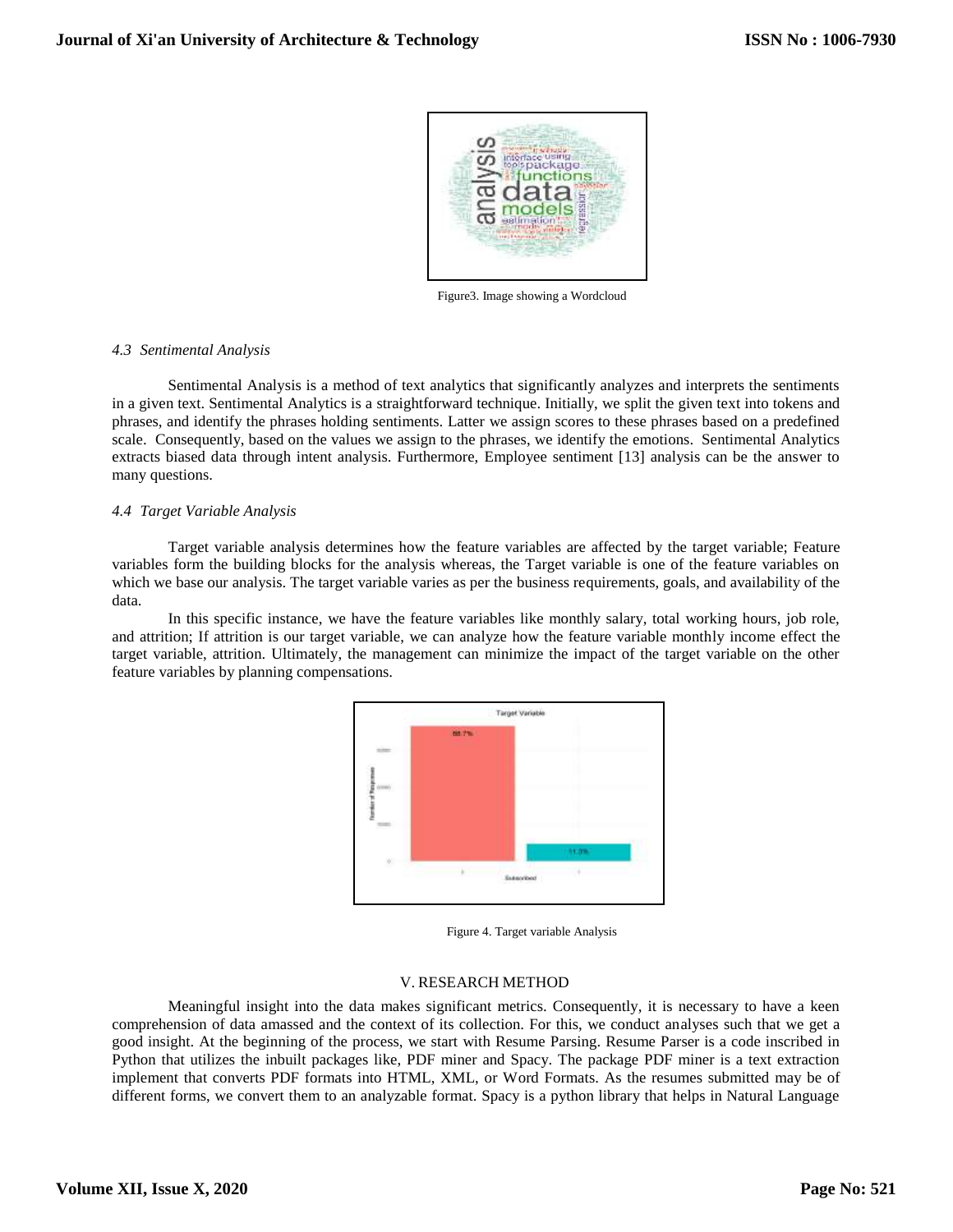Figure3. Image showing a Wordcloud

### *4.3 Sentimental Analysis*

Sentimental Analysis is a method of text analytics that significantly analyzes and interprets the sentiments in a given text. Sentimental Analytics is a straightforward technique. Initially, we split the given text into tokens and phrases, and identify the phrases holding sentiments. Latter we assign scores to these phrases based on a predefined scale. Consequently, based on the values we assign to the phrases, we identify the emotions. Sentimental Analytics extracts biased data through intent analysis. Furthermore, Employee sentiment [13] analysis can be the answer to many questions.

### *4.4 Target Variable Analysis*

Target variable analysis determines how the feature variables are affected by the target variable; Feature variables form the building blocks for the analysis whereas, the Target variable is one of the feature variables on which we base our analysis. The target variable varies as per the business requirements, goals, and availability of the data.

In this specific instance, we have the feature variables like monthly salary, total working hours, job role, and attrition; If attrition is our target variable, we can analyze how the feature variable monthly income effect the target variable, attrition. Ultimately, the management can minimize the impact of the target variable on the other feature variables by planning compensations.

Figure 4. Target variable Analysis

## V. RESEARCH METHOD

Meaningful insight into the data makes significant metrics. Consequently, it is necessary to have a keen comprehension of data amassed and the context of its collection. For this, we conduct analyses such that we get a good insight. At the beginning of the process, we start with Resume Parsing. Resume Parser is a code inscribed in Python that utilizes the inbuilt packages like, PDF miner and Spacy. The package PDF miner is a text extraction implement that converts PDF formats into HTML, XML, or Word Formats. As the resumes submitted may be of different forms, we convert them to an analyzable format. Spacy is a python library that helps in Natural Language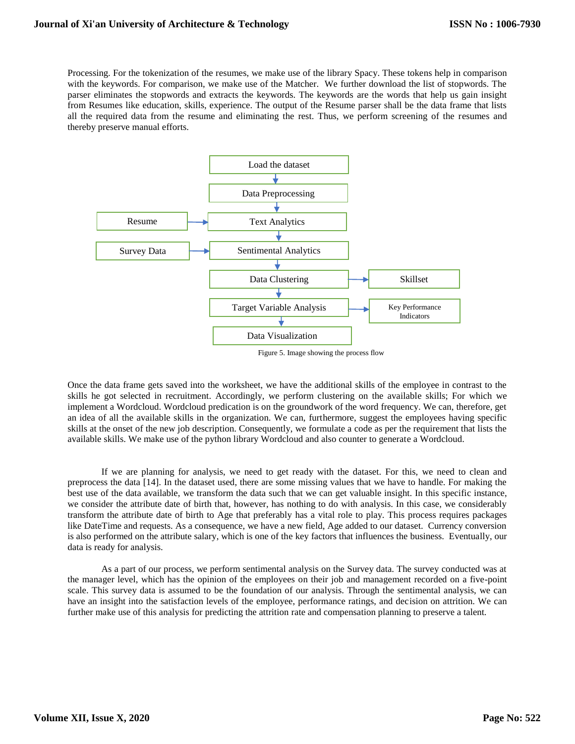Processing. For the tokenization of the resumes, we make use of the library Spacy. These tokens help in comparison with the keywords. For comparison, we make use of the Matcher. We further download the list of stopwords. The parser eliminates the stopwords and extracts the keywords. The keywords are the words that help us gain insight from Resumes like education, skills, experience. The output of the Resume parser shall be the data frame that lists all the required data from the resume and eliminating the rest. Thus, we perform screening of the resumes and thereby preserve manual efforts.

Figure 5. Image showing the process flow

Once the data frame gets saved into the worksheet, we have the additional skills of the employee in contrast to the skills he got selected in recruitment. Accordingly, we perform clustering on the available skills; For which we implement a Wordcloud. Wordcloud predication is on the groundwork of the word frequency. We can, therefore, get an idea of all the available skills in the organization. We can, furthermore, suggest the employees having specific skills at the onset of the new job description. Consequently, we formulate a code as per the requirement that lists the available skills. We make use of the python library Wordcloud and also counter to generate a Wordcloud.

If we are planning for analysis, we need to get ready with the dataset. For this, we need to clean and preprocess the data [14]. In the dataset used, there are some missing values that we have to handle. For making the best use of the data available, we transform the data such that we can get valuable insight. In this specific instance, we consider the attribute date of birth that, however, has nothing to do with analysis. In this case, we considerably transform the attribute date of birth to Age that preferably has a vital role to play. This process requires packages like DateTime and requests. As a consequence, we have a new field, Age added to our dataset. Currency conversion is also performed on the attribute salary, which is one of the key factors that influences the business. Eventually, our data is ready for analysis.

As a part of our process, we perform sentimental analysis on the Survey data. The survey conducted was at the manager level, which has the opinion of the employees on their job and management recorded on a five-point scale. This survey data is assumed to be the foundation of our analysis. Through the sentimental analysis, we can have an insight into the satisfaction levels of the employee, performance ratings, and decision on attrition. We can further make use of this analysis for predicting the attrition rate and compensation planning to preserve a talent.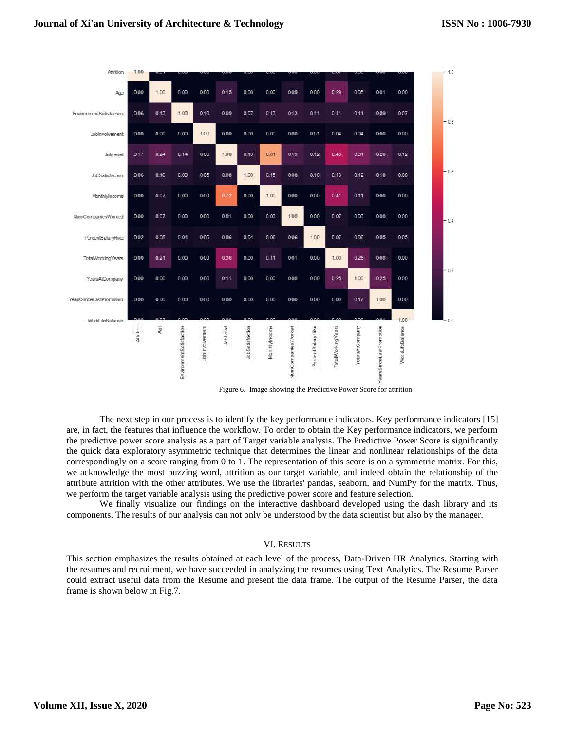Figure 6. Image showing the Predictive Power Score for attrition

The next step in our process is to identify the key performance indicators. Key performance indicators [15] are, in fact, the features that influence the workflow. To order to obtain the Key performance indicators, we perform the predictive power score analysis as a part of Target variable analysis. The Predictive Power Score is significantly the quick data exploratory asymmetric technique that determines the linear and nonlinear relationships of the data correspondingly on a score ranging from 0 to 1. The representation of this score is on a symmetric matrix. For this, we acknowledge the most buzzing word, attrition as our target variable, and indeed obtain the relationship of the attribute attrition with the other attributes. We use the libraries' pandas, seaborn, and NumPy for the matrix. Thus, we perform the target variable analysis using the predictive power score and feature selection.

We finally visualize our findings on the interactive dashboard developed using the dash library and its components. The results of our analysis can not only be understood by the data scientist but also by the manager.

## VI. RESULTS

This section emphasizes the results obtained at each level of the process, Data-Driven HR Analytics. Starting with the resumes and recruitment, we have succeeded in analyzing the resumes using Text Analytics. The Resume Parser could extract useful data from the Resume and present the data frame. The output of the Resume Parser, the data frame is shown below in Fig.7.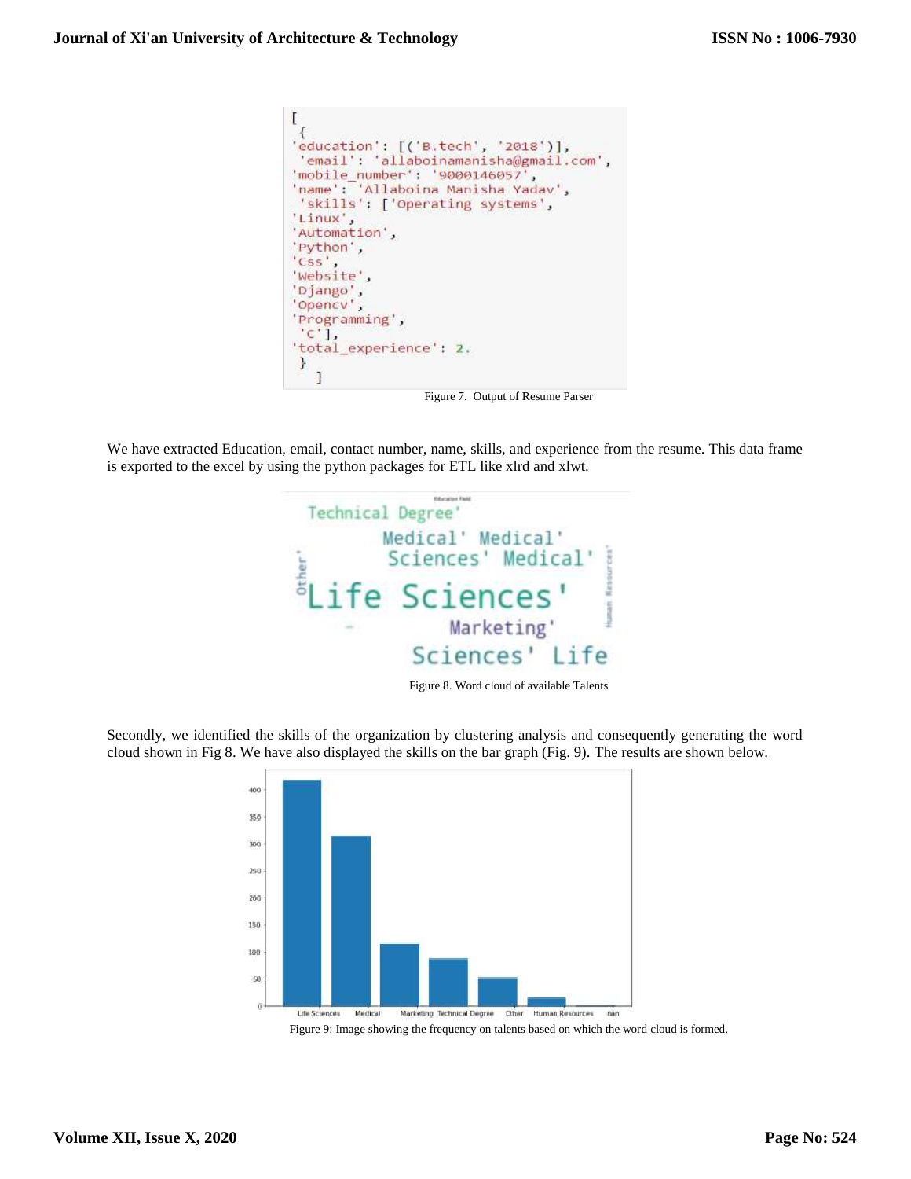```
[
 {
'education': [('B.tech', '2018')],
 'email': 'allaboinamanisha@gmail.com',
'mobile_number': '9000146057',
'name': 'Allaboina Manisha Yadav',
 'skills': ['Operating systems',
'Linux',
'Automation',
'Python',
'Css',
'Website',
'Django',
'Opencv',
'Programming',
 'C'],
'total_experience': 2.
 }
   ]
```

Figure 7. Output of Resume Parser

We have extracted Education, email, contact number, name, skills, and experience from the resume. This data frame is exported to the excel by using the python packages for ETL like xlrd and xlwt.

Figure 8. Word cloud of available Talents

Secondly, we identified the skills of the organization by clustering analysis and consequently generating the word cloud shown in Fig 8. We have also displayed the skills on the bar graph (Fig. 9). The results are shown below.

Figure 9: Image showing the frequency on talents based on which the word cloud is formed.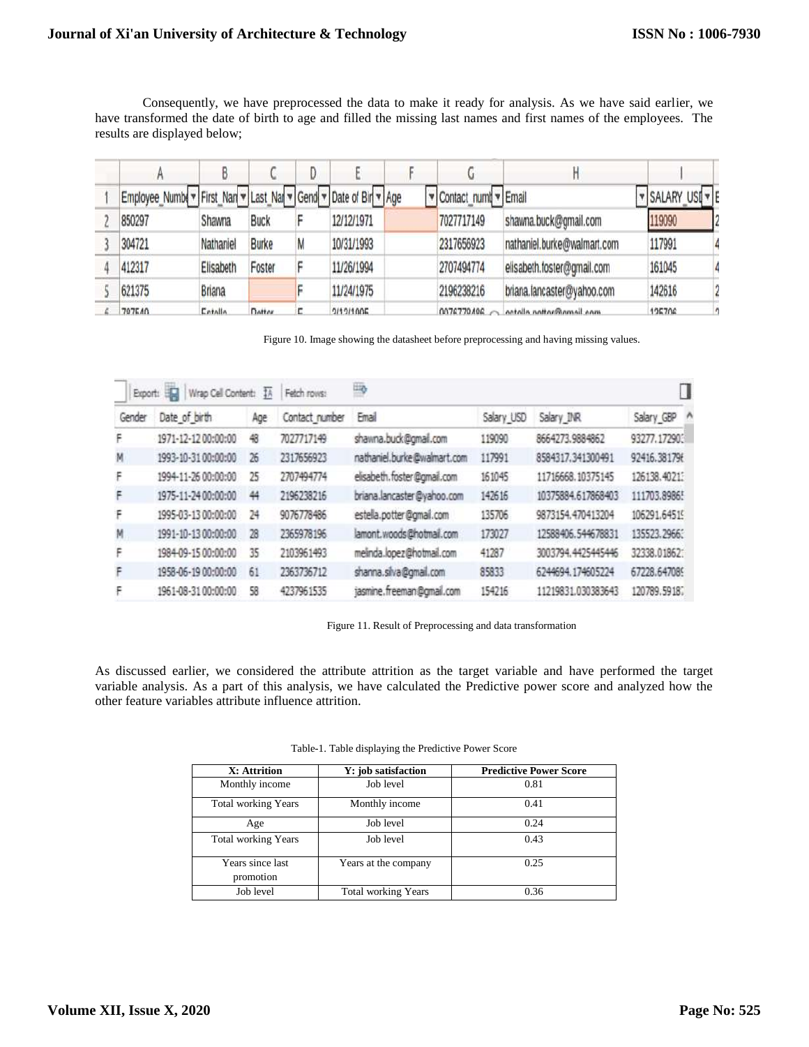Consequently, we have preprocessed the data to make it ready for analysis. As we have said earlier, we have transformed the date of birth to age and filled the missing last names and first names of the employees. The results are displayed below;

Figure 10. Image showing the datasheet before preprocessing and having missing values.

Figure 11. Result of Preprocessing and data transformation

As discussed earlier, we considered the attribute attrition as the target variable and have performed the target variable analysis. As a part of this analysis, we have calculated the Predictive power score and analyzed how the other feature variables attribute influence attrition.

Table-1. Table displaying the Predictive Power Score

| X: Attrition | Y: job satisfaction | Predictive Power Score |
|---|---|---|
| Monthly income | Job level | 0.81 |
| Total working Years | Monthly income | 0.41 |
| Age | Job level | 0.24 |
| Total working Years | Job level | 0.43 |
| Years since last promotion | Years at the company | 0.25 |
| Job level | Total working Years | 0.36 |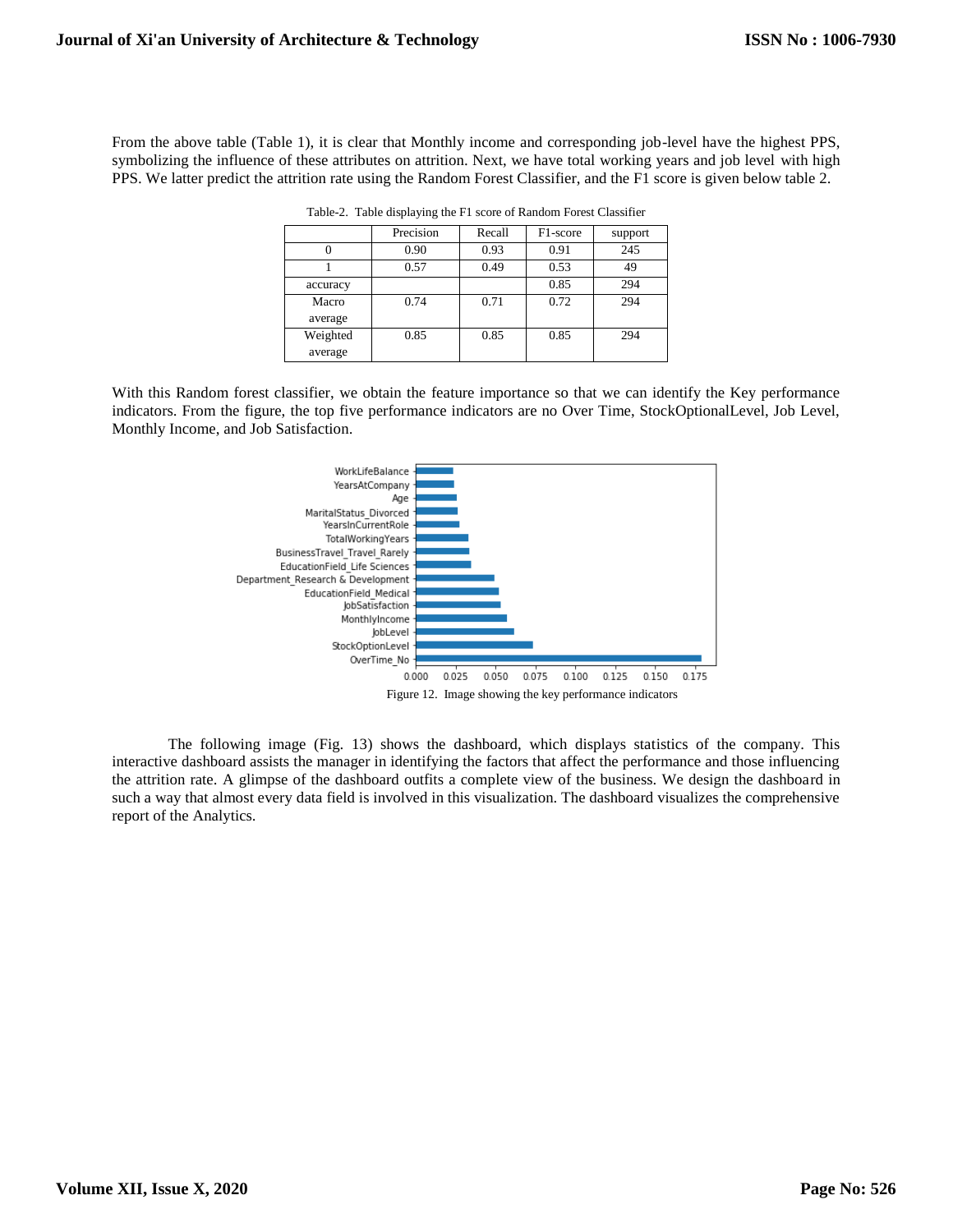From the above table (Table 1), it is clear that Monthly income and corresponding job-level have the highest PPS, symbolizing the influence of these attributes on attrition. Next, we have total working years and job level with high PPS. We latter predict the attrition rate using the Random Forest Classifier, and the F1 score is given below table 2.

Table-2. Table displaying the F1 score of Random Forest Classifier

| | Precision | Recall | F1-score | support |
|---|---|---|---|---|
| 0 | 0.90 | 0.93 | 0.91 | 245 |
| 1 | 0.57 | 0.49 | 0.53 | 49 |
| accuracy | | | 0.85 | 294 |
| Macro average | 0.74 | 0.71 | 0.72 | 294 |
| Weighted average | 0.85 | 0.85 | 0.85 | 294 |

With this Random forest classifier, we obtain the feature importance so that we can identify the Key performance indicators. From the figure, the top five performance indicators are no Over Time, StockOptionalLevel, Job Level, Monthly Income, and Job Satisfaction.

Figure 12. Image showing the key performance indicators

The following image (Fig. 13) shows the dashboard, which displays statistics of the company. This interactive dashboard assists the manager in identifying the factors that affect the performance and those influencing the attrition rate. A glimpse of the dashboard outfits a complete view of the business. We design the dashboard in such a way that almost every data field is involved in this visualization. The dashboard visualizes the comprehensive report of the Analytics.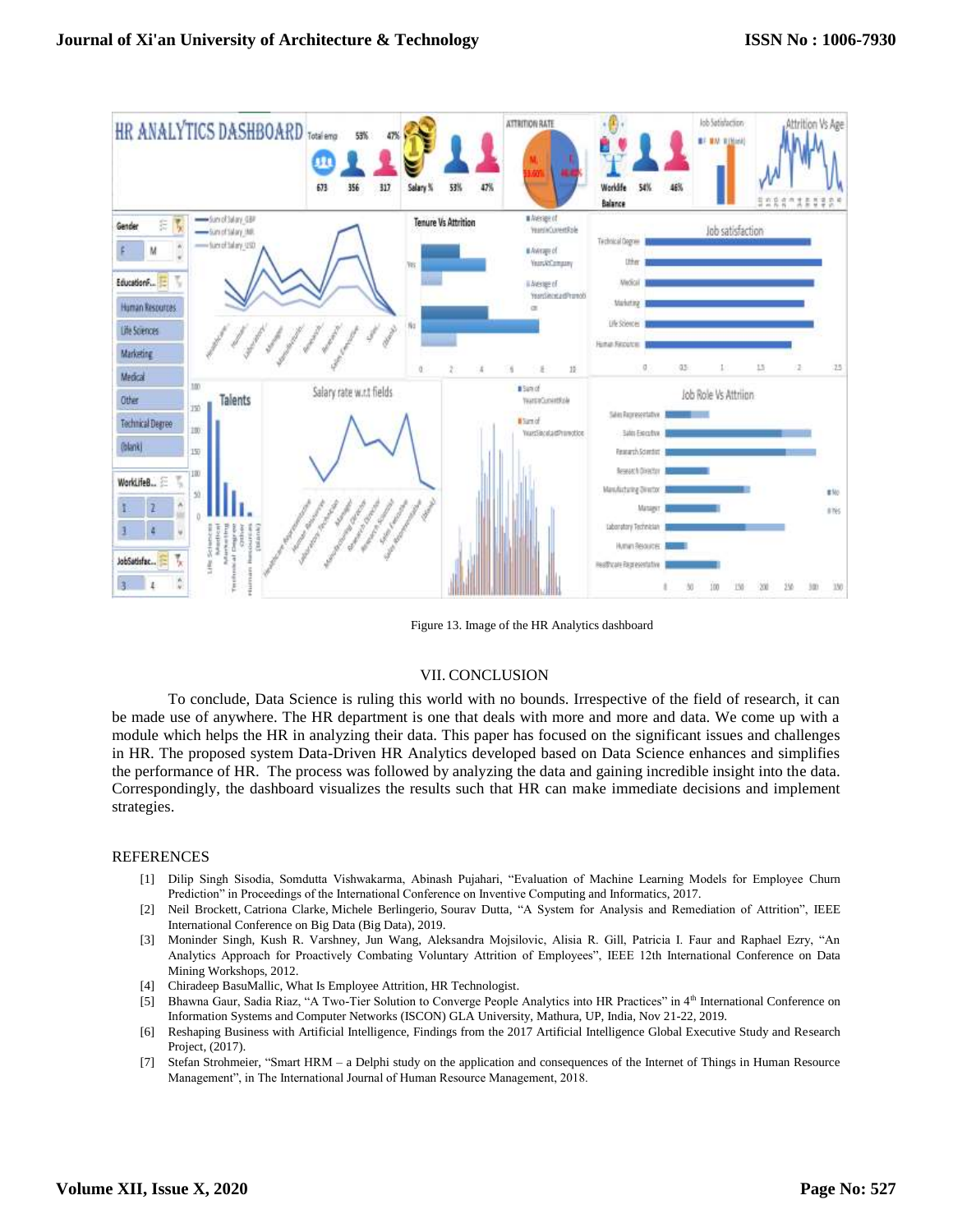Figure 13. Image of the HR Analytics dashboard

## VII. CONCLUSION

To conclude, Data Science is ruling this world with no bounds. Irrespective of the field of research, it can be made use of anywhere. The HR department is one that deals with more and more data. We come up with a module which helps the HR in analyzing their data. This paper has focused on the significant issues and challenges in HR. The proposed system Data-Driven HR Analytics developed based on Data Science enhances and simplifies the performance of HR. The process was followed by analyzing the data and gaining incredible insight into the data. Correspondingly, the dashboard visualizes the results such that HR can make immediate decisions and implement strategies.

## REFERENCES

[1] Dilip Singh Sisodia, Somdutta Vishwakarma, Abinash Pujahari, "Evaluation of Machine Learning Models for Employee Churn Prediction" in Proceedings of the International Conference on Inventive Computing and Informatics, 2017.

[2] Neil Brockett, Catriona Clarke, Michele Berlingerio, Sourav Dutta, "A System for Analysis and Remediation of Attrition", IEEE International Conference on Big Data (Big Data), 2019.

[3] Moninder Singh, Kush R. Varshney, Jun Wang, Aleksandra Mojsilovic, Alisia R. Gill, Patricia I. Faur and Raphael Ezry, "An Analytics Approach for Proactively Combating Voluntary Attrition of Employees", IEEE 12th International Conference on Data Mining Workshops, 2012.

[4] Chiradeep BasuMallic, What Is Employee Attrition, HR Technologist.

[5] Bhawna Gaur, Sadia Riaz, "A Two-Tier Solution to Converge People Analytics into HR Practices" in 4th International Conference on Information Systems and Computer Networks (ISCON) GLA University, Mathura, UP, India, Nov 21-22, 2019.

[6] Reshaping Business with Artificial Intelligence, Findings from the 2017 Artificial Intelligence Global Executive Study and Research Project, (2017).

[7] Stefan Strohmeier, "Smart HRM – a Delphi study on the application and consequences of the Internet of Things in Human Resource Management", in The International Journal of Human Resource Management, 2018.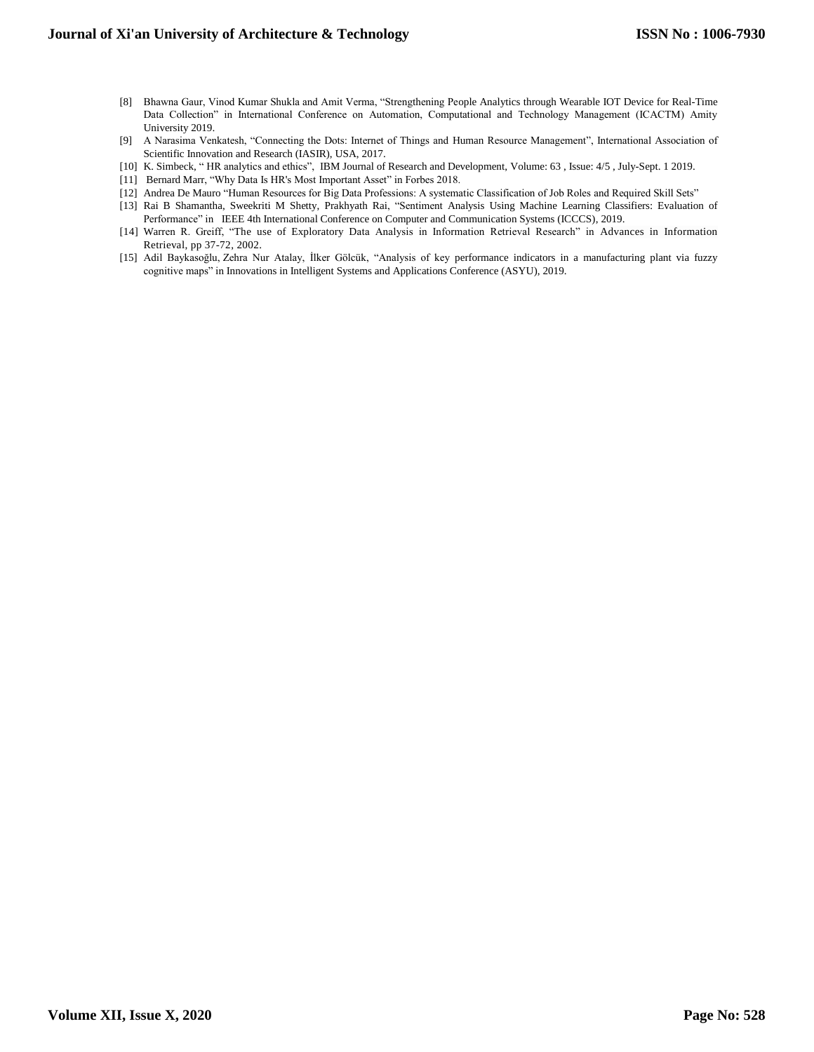[8] Bhawna Gaur, Vinod Kumar Shukla and Amit Verma, "Strengthening People Analytics through Wearable IOT Device for Real-Time Data Collection" in International Conference on Automation, Computational and Technology Management (ICACTM) Amity University 2019.

[9] A Narasima Venkatesh, "Connecting the Dots: Internet of Things and Human Resource Management", International Association of Scientific Innovation and Research (IASIR), USA, 2017.

[10] K. Simbeck, " HR analytics and ethics", IBM Journal of Research and Development, Volume: 63 , Issue: 4/5 , July-Sept. 1 2019.

[11] Bernard Marr, "Why Data Is HR's Most Important Asset" in Forbes 2018.

[12] Andrea De Mauro "Human Resources for Big Data Professions: A systematic Classification of Job Roles and Required Skill Sets"

[13] Rai B Shamantha, Sweekriti M Shetty, Prakhyath Rai, "Sentiment Analysis Using Machine Learning Classifiers: Evaluation of Performance" in IEEE 4th International Conference on Computer and Communication Systems (ICCCS), 2019.

[14] Warren R. Greiff, "The use of Exploratory Data Analysis in Information Retrieval Research" in Advances in Information Retrieval, pp 37-72, 2002.

[15] Adil Baykasoğlu, Zehra Nur Atalay, İlker Gölcük, "Analysis of key performance indicators in a manufacturing plant via fuzzy cognitive maps" in Innovations in Intelligent Systems and Applications Conference (ASYU), 2019.